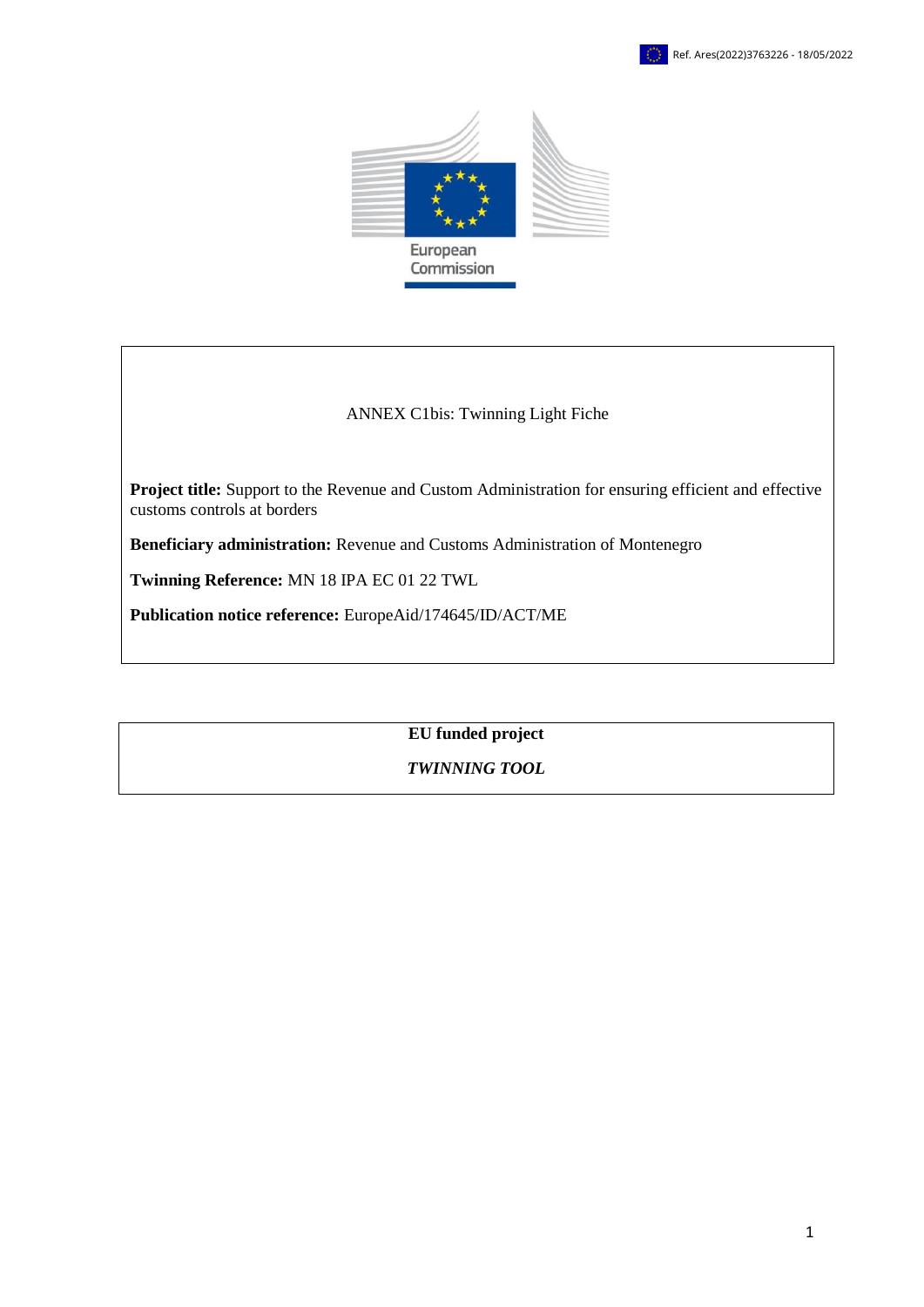Ref. Ares(2022)3763226 - 18/05/2022

European Commission

ANNEX C1bis: Twinning Light Fiche

**Project title:** Support to the Revenue and Custom Administration for ensuring efficient and effective customs controls at borders

**Beneficiary administration:** Revenue and Customs Administration of Montenegro

**Twinning Reference:** MN 18 IPA EC 01 22 TWL

**Publication notice reference:** EuropeAid/174645/ID/ACT/ME

**EU funded project**

***TWINNING TOOL***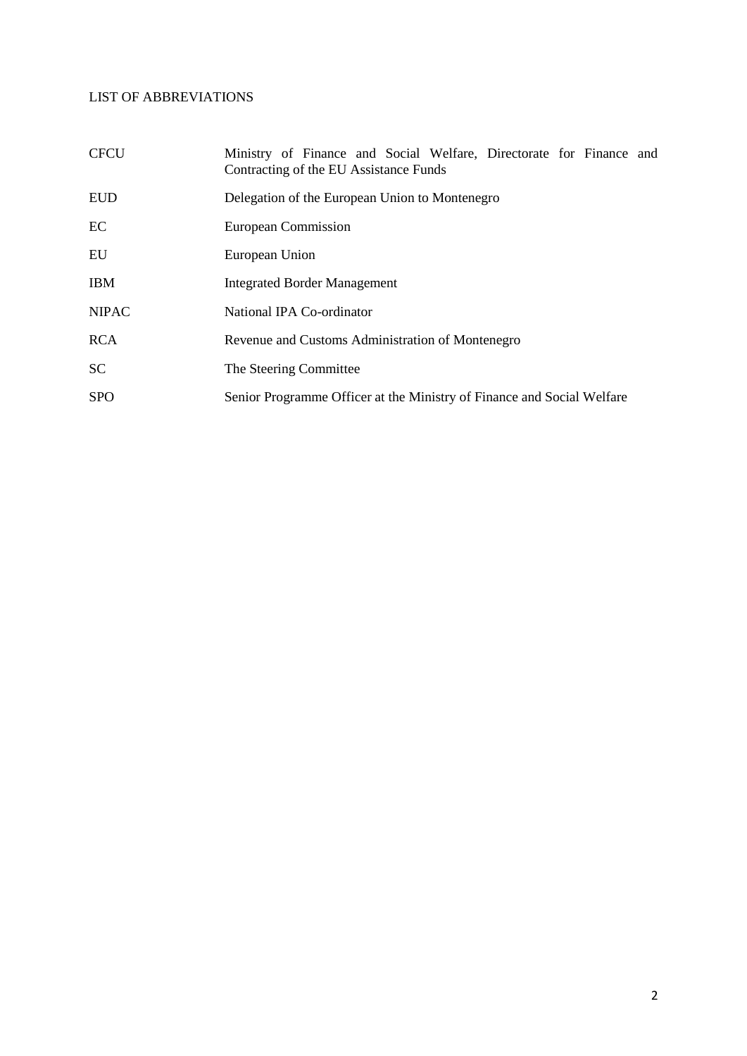LIST OF ABBREVIATIONS

| | |
|---|---|
| CFCU | Ministry of Finance and Social Welfare, Directorate for Finance and Contracting of the EU Assistance Funds |
| EUD | Delegation of the European Union to Montenegro |
| EC | European Commission |
| EU | European Union |
| IBM | Integrated Border Management |
| NIPAC | National IPA Co-ordinator |
| RCA | Revenue and Customs Administration of Montenegro |
| SC | The Steering Committee |
| SPO | Senior Programme Officer at the Ministry of Finance and Social Welfare |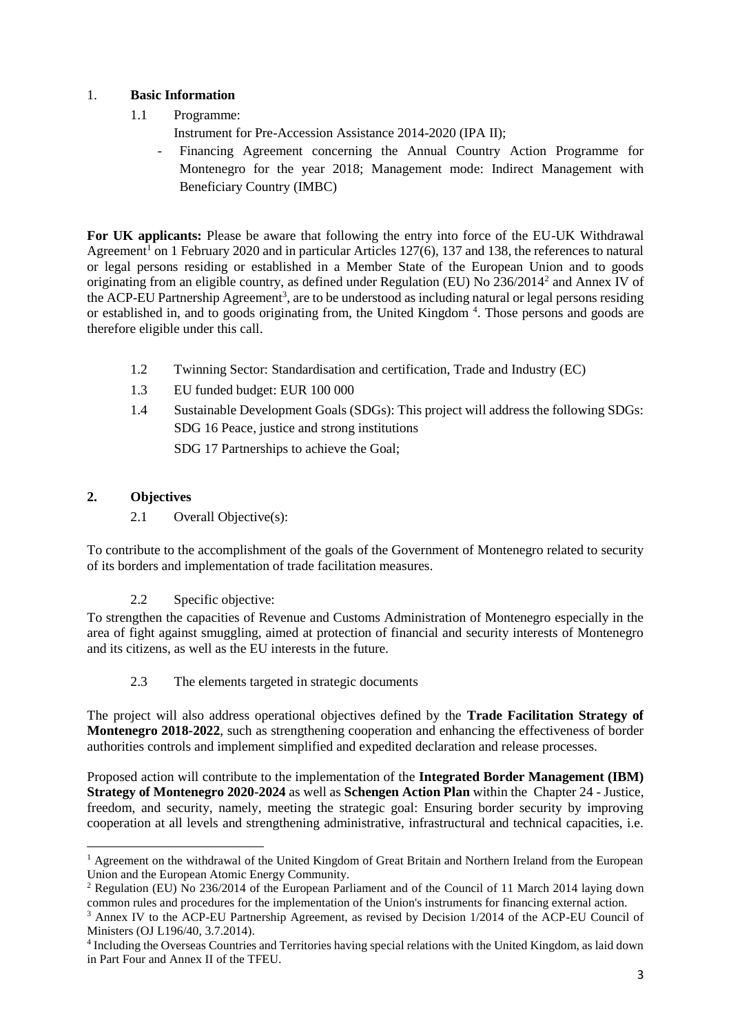## 1. **Basic Information**

1.1 Programme:

Instrument for Pre-Accession Assistance 2014-2020 (IPA II);

- Financing Agreement concerning the Annual Country Action Programme for Montenegro for the year 2018; Management mode: Indirect Management with Beneficiary Country (IMBC)

**For UK applicants:** Please be aware that following the entry into force of the EU-UK Withdrawal Agreement[1] on 1 February 2020 and in particular Articles 127(6), 137 and 138, the references to natural or legal persons residing or established in a Member State of the European Union and to goods originating from an eligible country, as defined under Regulation (EU) No 236/2014[2] and Annex IV of the ACP-EU Partnership Agreement[3], are to be understood as including natural or legal persons residing or established in, and to goods originating from, the United Kingdom [4]. Those persons and goods are therefore eligible under this call.

1.2 Twinning Sector: Standardisation and certification, Trade and Industry (EC)

1.3 EU funded budget: EUR 100 000

1.4 Sustainable Development Goals (SDGs): This project will address the following SDGs: SDG 16 Peace, justice and strong institutions

SDG 17 Partnerships to achieve the Goal;

## 2. **Objectives**

2.1 Overall Objective(s):

To contribute to the accomplishment of the goals of the Government of Montenegro related to security of its borders and implementation of trade facilitation measures.

2.2 Specific objective:

To strengthen the capacities of Revenue and Customs Administration of Montenegro especially in the area of fight against smuggling, aimed at protection of financial and security interests of Montenegro and its citizens, as well as the EU interests in the future.

2.3 The elements targeted in strategic documents

The project will also address operational objectives defined by the **Trade Facilitation Strategy of Montenegro 2018-2022**, such as strengthening cooperation and enhancing the effectiveness of border authorities controls and implement simplified and expedited declaration and release processes.

Proposed action will contribute to the implementation of the **Integrated Border Management (IBM) Strategy of Montenegro 2020-2024** as well as **Schengen Action Plan** within the Chapter 24 - Justice, freedom, and security, namely, meeting the strategic goal: Ensuring border security by improving cooperation at all levels and strengthening administrative, infrastructural and technical capacities, i.e.

---

[1] Agreement on the withdrawal of the United Kingdom of Great Britain and Northern Ireland from the European Union and the European Atomic Energy Community.

[2] Regulation (EU) No 236/2014 of the European Parliament and of the Council of 11 March 2014 laying down common rules and procedures for the implementation of the Union's instruments for financing external action.

[3] Annex IV to the ACP-EU Partnership Agreement, as revised by Decision 1/2014 of the ACP-EU Council of Ministers (OJ L196/40, 3.7.2014).

[4] Including the Overseas Countries and Territories having special relations with the United Kingdom, as laid down in Part Four and Annex II of the TFEU.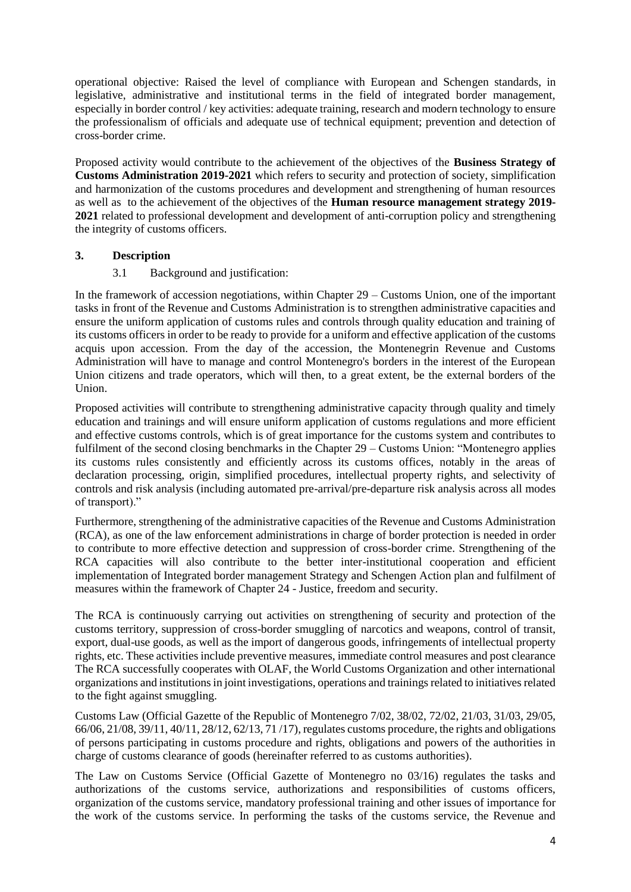operational objective: Raised the level of compliance with European and Schengen standards, in legislative, administrative and institutional terms in the field of integrated border management, especially in border control / key activities: adequate training, research and modern technology to ensure the professionalism of officials and adequate use of technical equipment; prevention and detection of cross-border crime.

Proposed activity would contribute to the achievement of the objectives of the **Business Strategy of Customs Administration 2019-2021** which refers to security and protection of society, simplification and harmonization of the customs procedures and development and strengthening of human resources as well as to the achievement of the objectives of the **Human resource management strategy 2019-2021** related to professional development and development of anti-corruption policy and strengthening the integrity of customs officers.

## 3. Description

### 3.1 Background and justification:

In the framework of accession negotiations, within Chapter 29 – Customs Union, one of the important tasks in front of the Revenue and Customs Administration is to strengthen administrative capacities and ensure the uniform application of customs rules and controls through quality education and training of its customs officers in order to be ready to provide for a uniform and effective application of the customs acquis upon accession. From the day of the accession, the Montenegrin Revenue and Customs Administration will have to manage and control Montenegro's borders in the interest of the European Union citizens and trade operators, which will then, to a great extent, be the external borders of the Union.

Proposed activities will contribute to strengthening administrative capacity through quality and timely education and trainings and will ensure uniform application of customs regulations and more efficient and effective customs controls, which is of great importance for the customs system and contributes to fulfilment of the second closing benchmarks in the Chapter 29 – Customs Union: "Montenegro applies its customs rules consistently and efficiently across its customs offices, notably in the areas of declaration processing, origin, simplified procedures, intellectual property rights, and selectivity of controls and risk analysis (including automated pre-arrival/pre-departure risk analysis across all modes of transport)."

Furthermore, strengthening of the administrative capacities of the Revenue and Customs Administration (RCA), as one of the law enforcement administrations in charge of border protection is needed in order to contribute to more effective detection and suppression of cross-border crime. Strengthening of the RCA capacities will also contribute to the better inter-institutional cooperation and efficient implementation of Integrated border management Strategy and Schengen Action plan and fulfilment of measures within the framework of Chapter 24 - Justice, freedom and security.

The RCA is continuously carrying out activities on strengthening of security and protection of the customs territory, suppression of cross-border smuggling of narcotics and weapons, control of transit, export, dual-use goods, as well as the import of dangerous goods, infringements of intellectual property rights, etc. These activities include preventive measures, immediate control measures and post clearance The RCA successfully cooperates with OLAF, the World Customs Organization and other international organizations and institutions in joint investigations, operations and trainings related to initiatives related to the fight against smuggling.

Customs Law (Official Gazette of the Republic of Montenegro 7/02, 38/02, 72/02, 21/03, 31/03, 29/05, 66/06, 21/08, 39/11, 40/11, 28/12, 62/13, 71 /17), regulates customs procedure, the rights and obligations of persons participating in customs procedure and rights, obligations and powers of the authorities in charge of customs clearance of goods (hereinafter referred to as customs authorities).

The Law on Customs Service (Official Gazette of Montenegro no 03/16) regulates the tasks and authorizations of the customs service, authorizations and responsibilities of customs officers, organization of the customs service, mandatory professional training and other issues of importance for the work of the customs service. In performing the tasks of the customs service, the Revenue and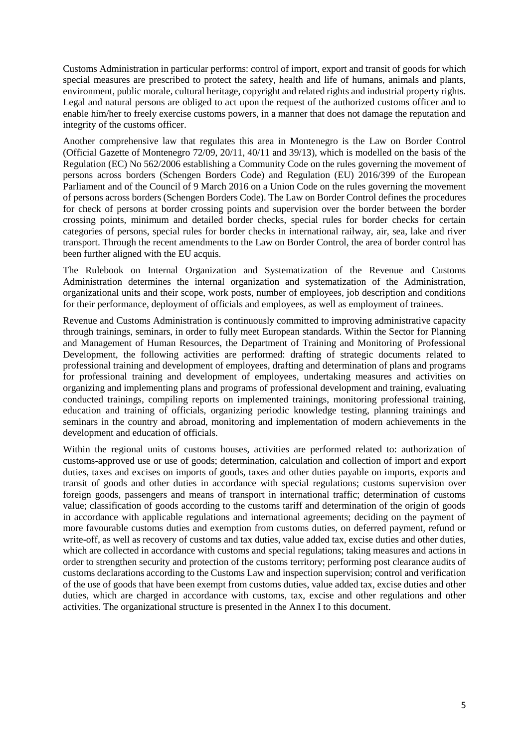Customs Administration in particular performs: control of import, export and transit of goods for which special measures are prescribed to protect the safety, health and life of humans, animals and plants, environment, public morale, cultural heritage, copyright and related rights and industrial property rights. Legal and natural persons are obliged to act upon the request of the authorized customs officer and to enable him/her to freely exercise customs powers, in a manner that does not damage the reputation and integrity of the customs officer.

Another comprehensive law that regulates this area in Montenegro is the Law on Border Control (Official Gazette of Montenegro 72/09, 20/11, 40/11 and 39/13), which is modelled on the basis of the Regulation (EC) No 562/2006 establishing a Community Code on the rules governing the movement of persons across borders (Schengen Borders Code) and Regulation (EU) 2016/399 of the European Parliament and of the Council of 9 March 2016 on a Union Code on the rules governing the movement of persons across borders (Schengen Borders Code). The Law on Border Control defines the procedures for check of persons at border crossing points and supervision over the border between the border crossing points, minimum and detailed border checks, special rules for border checks for certain categories of persons, special rules for border checks in international railway, air, sea, lake and river transport. Through the recent amendments to the Law on Border Control, the area of border control has been further aligned with the EU acquis.

The Rulebook on Internal Organization and Systematization of the Revenue and Customs Administration determines the internal organization and systematization of the Administration, organizational units and their scope, work posts, number of employees, job description and conditions for their performance, deployment of officials and employees, as well as employment of trainees.

Revenue and Customs Administration is continuously committed to improving administrative capacity through trainings, seminars, in order to fully meet European standards. Within the Sector for Planning and Management of Human Resources, the Department of Training and Monitoring of Professional Development, the following activities are performed: drafting of strategic documents related to professional training and development of employees, drafting and determination of plans and programs for professional training and development of employees, undertaking measures and activities on organizing and implementing plans and programs of professional development and training, evaluating conducted trainings, compiling reports on implemented trainings, monitoring professional training, education and training of officials, organizing periodic knowledge testing, planning trainings and seminars in the country and abroad, monitoring and implementation of modern achievements in the development and education of officials.

Within the regional units of customs houses, activities are performed related to: authorization of customs-approved use or use of goods; determination, calculation and collection of import and export duties, taxes and excises on imports of goods, taxes and other duties payable on imports, exports and transit of goods and other duties in accordance with special regulations; customs supervision over foreign goods, passengers and means of transport in international traffic; determination of customs value; classification of goods according to the customs tariff and determination of the origin of goods in accordance with applicable regulations and international agreements; deciding on the payment of more favourable customs duties and exemption from customs duties, on deferred payment, refund or write-off, as well as recovery of customs and tax duties, value added tax, excise duties and other duties, which are collected in accordance with customs and special regulations; taking measures and actions in order to strengthen security and protection of the customs territory; performing post clearance audits of customs declarations according to the Customs Law and inspection supervision; control and verification of the use of goods that have been exempt from customs duties, value added tax, excise duties and other duties, which are charged in accordance with customs, tax, excise and other regulations and other activities. The organizational structure is presented in the Annex I to this document.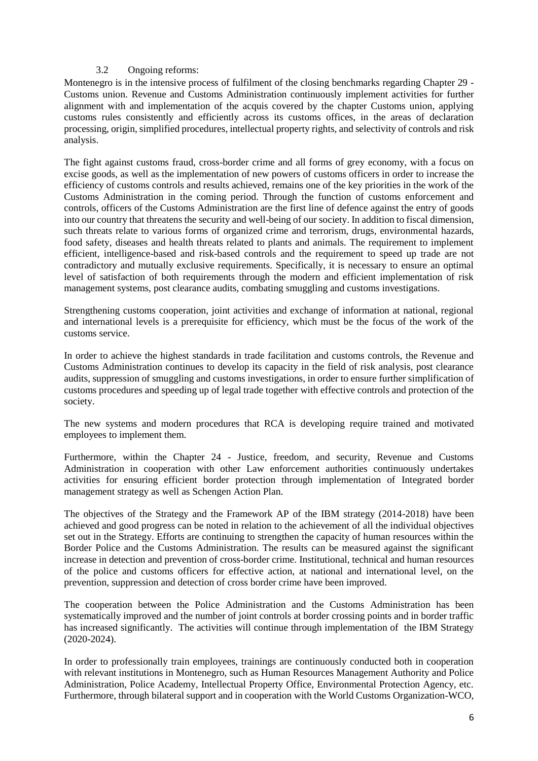### 3.2 Ongoing reforms:

Montenegro is in the intensive process of fulfilment of the closing benchmarks regarding Chapter 29 - Customs union. Revenue and Customs Administration continuously implement activities for further alignment with and implementation of the acquis covered by the chapter Customs union, applying customs rules consistently and efficiently across its customs offices, in the areas of declaration processing, origin, simplified procedures, intellectual property rights, and selectivity of controls and risk analysis.

The fight against customs fraud, cross-border crime and all forms of grey economy, with a focus on excise goods, as well as the implementation of new powers of customs officers in order to increase the efficiency of customs controls and results achieved, remains one of the key priorities in the work of the Customs Administration in the coming period. Through the function of customs enforcement and controls, officers of the Customs Administration are the first line of defence against the entry of goods into our country that threatens the security and well-being of our society. In addition to fiscal dimension, such threats relate to various forms of organized crime and terrorism, drugs, environmental hazards, food safety, diseases and health threats related to plants and animals. The requirement to implement efficient, intelligence-based and risk-based controls and the requirement to speed up trade are not contradictory and mutually exclusive requirements. Specifically, it is necessary to ensure an optimal level of satisfaction of both requirements through the modern and efficient implementation of risk management systems, post clearance audits, combating smuggling and customs investigations.

Strengthening customs cooperation, joint activities and exchange of information at national, regional and international levels is a prerequisite for efficiency, which must be the focus of the work of the customs service.

In order to achieve the highest standards in trade facilitation and customs controls, the Revenue and Customs Administration continues to develop its capacity in the field of risk analysis, post clearance audits, suppression of smuggling and customs investigations, in order to ensure further simplification of customs procedures and speeding up of legal trade together with effective controls and protection of the society.

The new systems and modern procedures that RCA is developing require trained and motivated employees to implement them.

Furthermore, within the Chapter 24 - Justice, freedom, and security, Revenue and Customs Administration in cooperation with other Law enforcement authorities continuously undertakes activities for ensuring efficient border protection through implementation of Integrated border management strategy as well as Schengen Action Plan.

The objectives of the Strategy and the Framework AP of the IBM strategy (2014-2018) have been achieved and good progress can be noted in relation to the achievement of all the individual objectives set out in the Strategy. Efforts are continuing to strengthen the capacity of human resources within the Border Police and the Customs Administration. The results can be measured against the significant increase in detection and prevention of cross-border crime. Institutional, technical and human resources of the police and customs officers for effective action, at national and international level, on the prevention, suppression and detection of cross border crime have been improved.

The cooperation between the Police Administration and the Customs Administration has been systematically improved and the number of joint controls at border crossing points and in border traffic has increased significantly. The activities will continue through implementation of the IBM Strategy (2020-2024).

In order to professionally train employees, trainings are continuously conducted both in cooperation with relevant institutions in Montenegro, such as Human Resources Management Authority and Police Administration, Police Academy, Intellectual Property Office, Environmental Protection Agency, etc. Furthermore, through bilateral support and in cooperation with the World Customs Organization-WCO,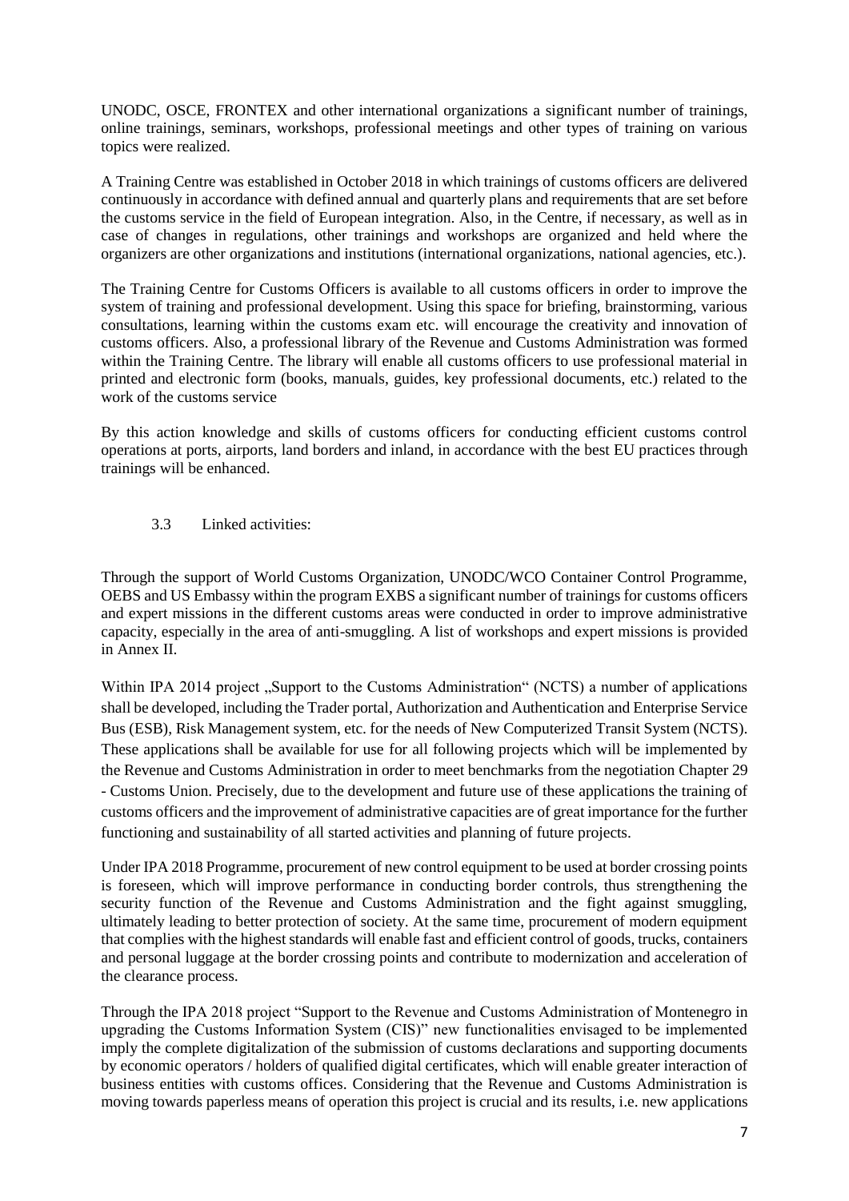UNODC, OSCE, FRONTEX and other international organizations a significant number of trainings, online trainings, seminars, workshops, professional meetings and other types of training on various topics were realized.

A Training Centre was established in October 2018 in which trainings of customs officers are delivered continuously in accordance with defined annual and quarterly plans and requirements that are set before the customs service in the field of European integration. Also, in the Centre, if necessary, as well as in case of changes in regulations, other trainings and workshops are organized and held where the organizers are other organizations and institutions (international organizations, national agencies, etc.).

The Training Centre for Customs Officers is available to all customs officers in order to improve the system of training and professional development. Using this space for briefing, brainstorming, various consultations, learning within the customs exam etc. will encourage the creativity and innovation of customs officers. Also, a professional library of the Revenue and Customs Administration was formed within the Training Centre. The library will enable all customs officers to use professional material in printed and electronic form (books, manuals, guides, key professional documents, etc.) related to the work of the customs service

By this action knowledge and skills of customs officers for conducting efficient customs control operations at ports, airports, land borders and inland, in accordance with the best EU practices through trainings will be enhanced.

### 3.3 Linked activities:

Through the support of World Customs Organization, UNODC/WCO Container Control Programme, OEBS and US Embassy within the program EXBS a significant number of trainings for customs officers and expert missions in the different customs areas were conducted in order to improve administrative capacity, especially in the area of anti-smuggling. A list of workshops and expert missions is provided in Annex II.

Within IPA 2014 project „Support to the Customs Administration“ (NCTS) a number of applications shall be developed, including the Trader portal, Authorization and Authentication and Enterprise Service Bus (ESB), Risk Management system, etc. for the needs of New Computerized Transit System (NCTS). These applications shall be available for use for all following projects which will be implemented by the Revenue and Customs Administration in order to meet benchmarks from the negotiation Chapter 29 - Customs Union. Precisely, due to the development and future use of these applications the training of customs officers and the improvement of administrative capacities are of great importance for the further functioning and sustainability of all started activities and planning of future projects.

Under IPA 2018 Programme, procurement of new control equipment to be used at border crossing points is foreseen, which will improve performance in conducting border controls, thus strengthening the security function of the Revenue and Customs Administration and the fight against smuggling, ultimately leading to better protection of society. At the same time, procurement of modern equipment that complies with the highest standards will enable fast and efficient control of goods, trucks, containers and personal luggage at the border crossing points and contribute to modernization and acceleration of the clearance process.

Through the IPA 2018 project "Support to the Revenue and Customs Administration of Montenegro in upgrading the Customs Information System (CIS)" new functionalities envisaged to be implemented imply the complete digitalization of the submission of customs declarations and supporting documents by economic operators / holders of qualified digital certificates, which will enable greater interaction of business entities with customs offices. Considering that the Revenue and Customs Administration is moving towards paperless means of operation this project is crucial and its results, i.e. new applications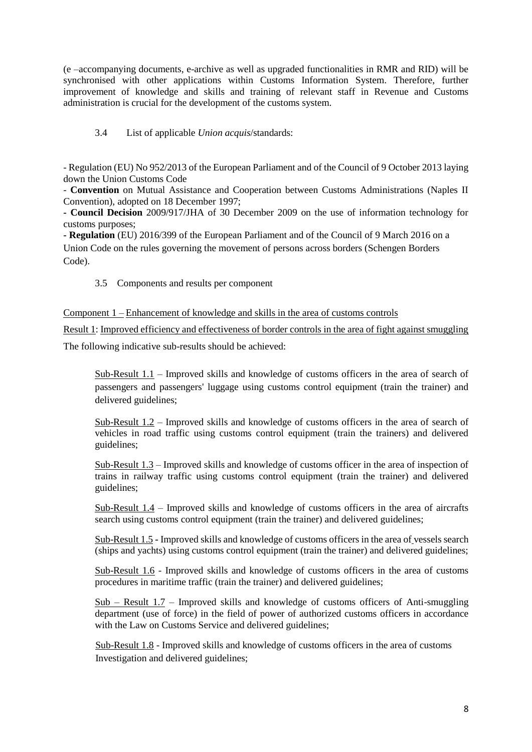(e –accompanying documents, e-archive as well as upgraded functionalities in RMR and RID) will be synchronised with other applications within Customs Information System. Therefore, further improvement of knowledge and skills and training of relevant staff in Revenue and Customs administration is crucial for the development of the customs system.

3.4 List of applicable *Union acquis*/standards:

- Regulation (EU) No 952/2013 of the European Parliament and of the Council of 9 October 2013 laying down the Union Customs Code
- **Convention** on Mutual Assistance and Cooperation between Customs Administrations (Naples II Convention), adopted on 18 December 1997;
- **Council Decision** 2009/917/JHA of 30 December 2009 on the use of information technology for customs purposes;
- **Regulation** (EU) 2016/399 of the European Parliament and of the Council of 9 March 2016 on a Union Code on the rules governing the movement of persons across borders (Schengen Borders Code).

3.5 Components and results per component

Component 1 – Enhancement of knowledge and skills in the area of customs controls

Result 1: Improved efficiency and effectiveness of border controls in the area of fight against smuggling

The following indicative sub-results should be achieved:

Sub-Result 1.1 – Improved skills and knowledge of customs officers in the area of search of passengers and passengers' luggage using customs control equipment (train the trainer) and delivered guidelines;

Sub-Result 1.2 – Improved skills and knowledge of customs officers in the area of search of vehicles in road traffic using customs control equipment (train the trainers) and delivered guidelines;

Sub-Result 1.3 – Improved skills and knowledge of customs officer in the area of inspection of trains in railway traffic using customs control equipment (train the trainer) and delivered guidelines;

Sub-Result 1.4 – Improved skills and knowledge of customs officers in the area of aircrafts search using customs control equipment (train the trainer) and delivered guidelines;

Sub-Result 1.5 - Improved skills and knowledge of customs officers in the area of vessels search (ships and yachts) using customs control equipment (train the trainer) and delivered guidelines;

Sub-Result 1.6 - Improved skills and knowledge of customs officers in the area of customs procedures in maritime traffic (train the trainer) and delivered guidelines;

Sub – Result 1.7 – Improved skills and knowledge of customs officers of Anti-smuggling department (use of force) in the field of power of authorized customs officers in accordance with the Law on Customs Service and delivered guidelines;

Sub-Result 1.8 - Improved skills and knowledge of customs officers in the area of customs Investigation and delivered guidelines;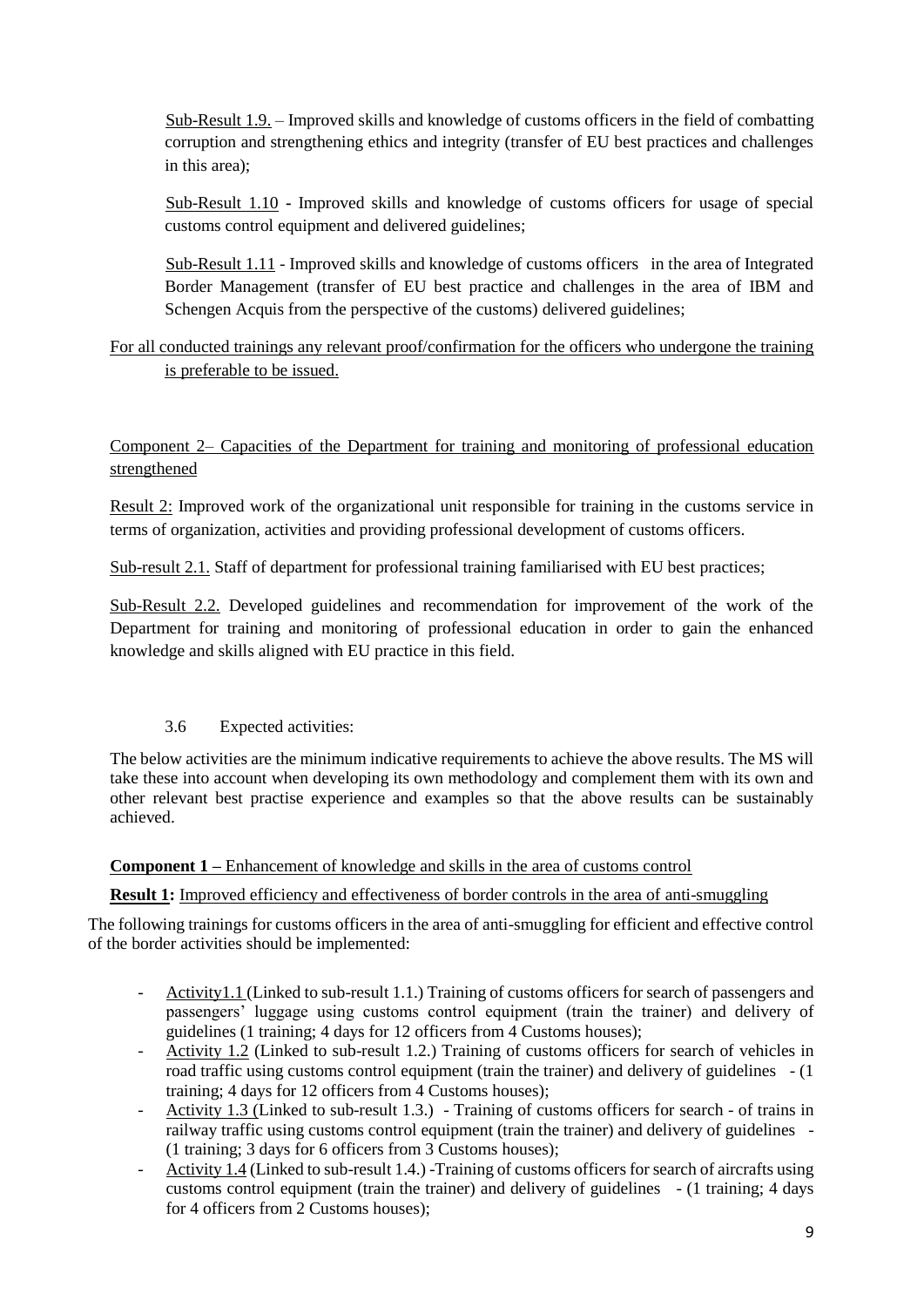Sub-Result 1.9. – Improved skills and knowledge of customs officers in the field of combatting corruption and strengthening ethics and integrity (transfer of EU best practices and challenges in this area);

Sub-Result 1.10 - Improved skills and knowledge of customs officers for usage of special customs control equipment and delivered guidelines;

Sub-Result 1.11 - Improved skills and knowledge of customs officers in the area of Integrated Border Management (transfer of EU best practice and challenges in the area of IBM and Schengen Acquis from the perspective of the customs) delivered guidelines;

For all conducted trainings any relevant proof/confirmation for the officers who undergone the training is preferable to be issued.

Component 2– Capacities of the Department for training and monitoring of professional education strengthened

Result 2: Improved work of the organizational unit responsible for training in the customs service in terms of organization, activities and providing professional development of customs officers.

Sub-result 2.1. Staff of department for professional training familiarised with EU best practices;

Sub-Result 2.2. Developed guidelines and recommendation for improvement of the work of the Department for training and monitoring of professional education in order to gain the enhanced knowledge and skills aligned with EU practice in this field.

### 3.6 Expected activities:

The below activities are the minimum indicative requirements to achieve the above results. The MS will take these into account when developing its own methodology and complement them with its own and other relevant best practise experience and examples so that the above results can be sustainably achieved.

**Component 1 –** Enhancement of knowledge and skills in the area of customs control

**Result 1:** Improved efficiency and effectiveness of border controls in the area of anti-smuggling

The following trainings for customs officers in the area of anti-smuggling for efficient and effective control of the border activities should be implemented:

- Activity1.1 (Linked to sub-result 1.1.) Training of customs officers for search of passengers and passengers' luggage using customs control equipment (train the trainer) and delivery of guidelines (1 training; 4 days for 12 officers from 4 Customs houses);
- Activity 1.2 (Linked to sub-result 1.2.) Training of customs officers for search of vehicles in road traffic using customs control equipment (train the trainer) and delivery of guidelines - (1 training; 4 days for 12 officers from 4 Customs houses);
- Activity 1.3 (Linked to sub-result 1.3.) - Training of customs officers for search - of trains in railway traffic using customs control equipment (train the trainer) and delivery of guidelines - (1 training; 3 days for 6 officers from 3 Customs houses);
- Activity 1.4 (Linked to sub-result 1.4.) -Training of customs officers for search of aircrafts using customs control equipment (train the trainer) and delivery of guidelines - (1 training; 4 days for 4 officers from 2 Customs houses);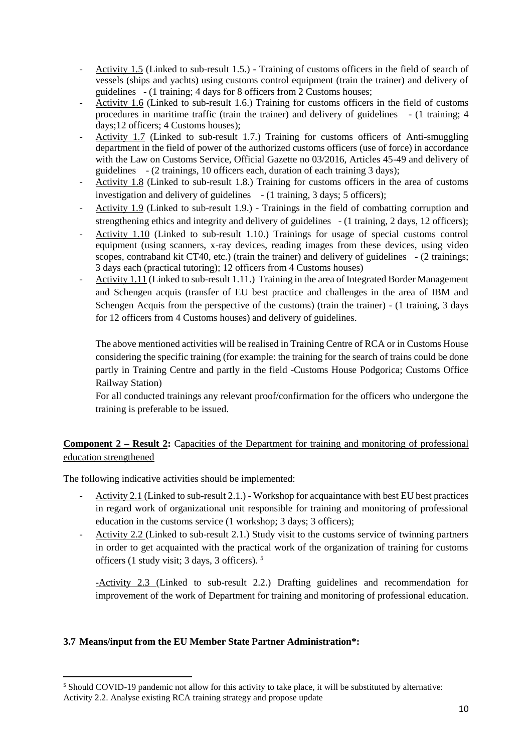- Activity 1.5 (Linked to sub-result 1.5.) - Training of customs officers in the field of search of vessels (ships and yachts) using customs control equipment (train the trainer) and delivery of guidelines - (1 training; 4 days for 8 officers from 2 Customs houses;
- Activity 1.6 (Linked to sub-result 1.6.) Training for customs officers in the field of customs procedures in maritime traffic (train the trainer) and delivery of guidelines - (1 training; 4 days;12 officers; 4 Customs houses);
- Activity 1.7 (Linked to sub-result 1.7.) Training for customs officers of Anti-smuggling department in the field of power of the authorized customs officers (use of force) in accordance with the Law on Customs Service, Official Gazette no 03/2016, Articles 45-49 and delivery of guidelines - (2 trainings, 10 officers each, duration of each training 3 days);
- Activity 1.8 (Linked to sub-result 1.8.) Training for customs officers in the area of customs investigation and delivery of guidelines - (1 training, 3 days; 5 officers);
- Activity 1.9 (Linked to sub-result 1.9.) - Trainings in the field of combatting corruption and strengthening ethics and integrity and delivery of guidelines - (1 training, 2 days, 12 officers);
- Activity 1.10 (Linked to sub-result 1.10.) Trainings for usage of special customs control equipment (using scanners, x-ray devices, reading images from these devices, using video scopes, contraband kit CT40, etc.) (train the trainer) and delivery of guidelines - (2 trainings; 3 days each (practical tutoring); 12 officers from 4 Customs houses)
- Activity 1.11 (Linked to sub-result 1.11.) Training in the area of Integrated Border Management and Schengen acquis (transfer of EU best practice and challenges in the area of IBM and Schengen Acquis from the perspective of the customs) (train the trainer) - (1 training, 3 days for 12 officers from 4 Customs houses) and delivery of guidelines.

  The above mentioned activities will be realised in Training Centre of RCA or in Customs House considering the specific training (for example: the training for the search of trains could be done partly in Training Centre and partly in the field -Customs House Podgorica; Customs Office Railway Station)

  For all conducted trainings any relevant proof/confirmation for the officers who undergone the training is preferable to be issued.

**Component 2 – Result 2:** Capacities of the Department for training and monitoring of professional education strengthened

The following indicative activities should be implemented:

- Activity 2.1 (Linked to sub-result 2.1.) - Workshop for acquaintance with best EU best practices in regard work of organizational unit responsible for training and monitoring of professional education in the customs service (1 workshop; 3 days; 3 officers);
- Activity 2.2 (Linked to sub-result 2.1.) Study visit to the customs service of twinning partners in order to get acquainted with the practical work of the organization of training for customs officers (1 study visit; 3 days, 3 officers). [5]

  -Activity 2.3 (Linked to sub-result 2.2.) Drafting guidelines and recommendation for improvement of the work of Department for training and monitoring of professional education.

### 3.7 Means/input from the EU Member State Partner Administration*:

[5] Should COVID-19 pandemic not allow for this activity to take place, it will be substituted by alternative: Activity 2.2. Analyse existing RCA training strategy and propose update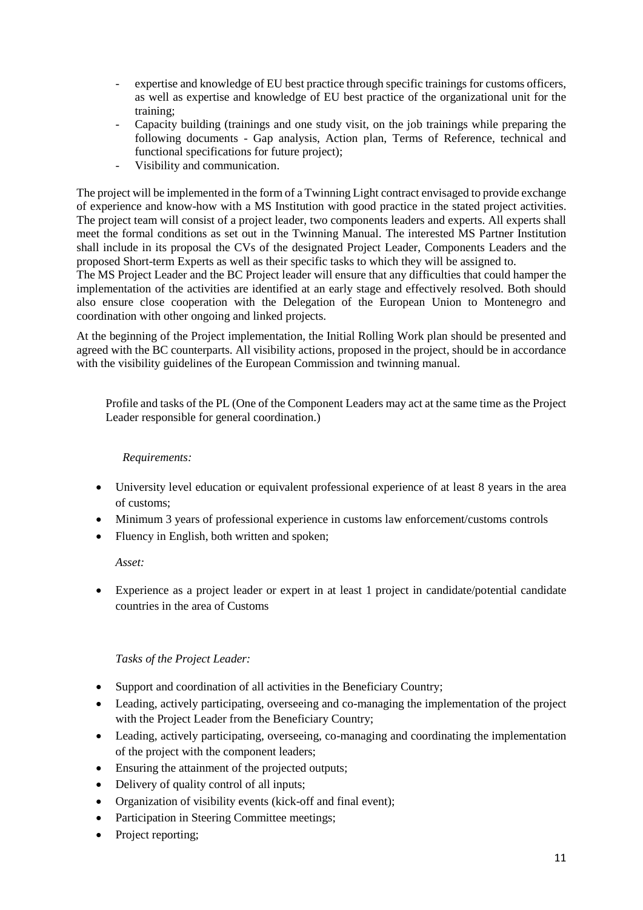- expertise and knowledge of EU best practice through specific trainings for customs officers, as well as expertise and knowledge of EU best practice of the organizational unit for the training;
- Capacity building (trainings and one study visit, on the job trainings while preparing the following documents - Gap analysis, Action plan, Terms of Reference, technical and functional specifications for future project);
- Visibility and communication.

The project will be implemented in the form of a Twinning Light contract envisaged to provide exchange of experience and know-how with a MS Institution with good practice in the stated project activities. The project team will consist of a project leader, two components leaders and experts. All experts shall meet the formal conditions as set out in the Twinning Manual. The interested MS Partner Institution shall include in its proposal the CVs of the designated Project Leader, Components Leaders and the proposed Short-term Experts as well as their specific tasks to which they will be assigned to.

The MS Project Leader and the BC Project leader will ensure that any difficulties that could hamper the implementation of the activities are identified at an early stage and effectively resolved. Both should also ensure close cooperation with the Delegation of the European Union to Montenegro and coordination with other ongoing and linked projects.

At the beginning of the Project implementation, the Initial Rolling Work plan should be presented and agreed with the BC counterparts. All visibility actions, proposed in the project, should be in accordance with the visibility guidelines of the European Commission and twinning manual.

Profile and tasks of the PL (One of the Component Leaders may act at the same time as the Project Leader responsible for general coordination.)

*Requirements:*

- University level education or equivalent professional experience of at least 8 years in the area of customs;
- Minimum 3 years of professional experience in customs law enforcement/customs controls
- Fluency in English, both written and spoken;

*Asset:*

- Experience as a project leader or expert in at least 1 project in candidate/potential candidate countries in the area of Customs

*Tasks of the Project Leader:*

- Support and coordination of all activities in the Beneficiary Country;
- Leading, actively participating, overseeing and co-managing the implementation of the project with the Project Leader from the Beneficiary Country;
- Leading, actively participating, overseeing, co-managing and coordinating the implementation of the project with the component leaders;
- Ensuring the attainment of the projected outputs;
- Delivery of quality control of all inputs;
- Organization of visibility events (kick-off and final event);
- Participation in Steering Committee meetings;
- Project reporting;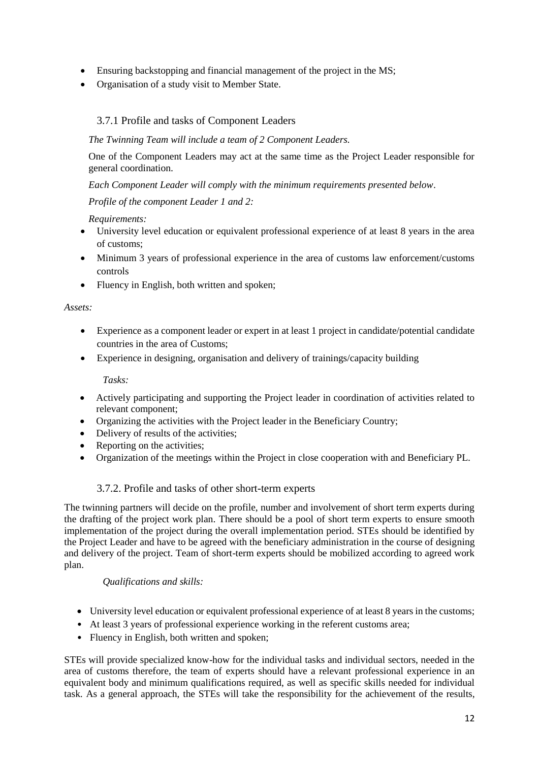- Ensuring backstopping and financial management of the project in the MS;
- Organisation of a study visit to Member State.

### 3.7.1 Profile and tasks of Component Leaders

*The Twinning Team will include a team of 2 Component Leaders.*

One of the Component Leaders may act at the same time as the Project Leader responsible for general coordination.

*Each Component Leader will comply with the minimum requirements presented below*.

*Profile of the component Leader 1 and 2:*

*Requirements:*

- University level education or equivalent professional experience of at least 8 years in the area of customs;
- Minimum 3 years of professional experience in the area of customs law enforcement/customs controls
- Fluency in English, both written and spoken;

*Assets:*

- Experience as a component leader or expert in at least 1 project in candidate/potential candidate countries in the area of Customs;
- Experience in designing, organisation and delivery of trainings/capacity building

*Tasks:*

- Actively participating and supporting the Project leader in coordination of activities related to relevant component;
- Organizing the activities with the Project leader in the Beneficiary Country;
- Delivery of results of the activities;
- Reporting on the activities;
- Organization of the meetings within the Project in close cooperation with and Beneficiary PL.

### 3.7.2. Profile and tasks of other short-term experts

The twinning partners will decide on the profile, number and involvement of short term experts during the drafting of the project work plan. There should be a pool of short term experts to ensure smooth implementation of the project during the overall implementation period. STEs should be identified by the Project Leader and have to be agreed with the beneficiary administration in the course of designing and delivery of the project. Team of short-term experts should be mobilized according to agreed work plan.

*Qualifications and skills:*

- University level education or equivalent professional experience of at least 8 years in the customs;
- At least 3 years of professional experience working in the referent customs area;
- Fluency in English, both written and spoken;

STEs will provide specialized know-how for the individual tasks and individual sectors, needed in the area of customs therefore, the team of experts should have a relevant professional experience in an equivalent body and minimum qualifications required, as well as specific skills needed for individual task. As a general approach, the STEs will take the responsibility for the achievement of the results,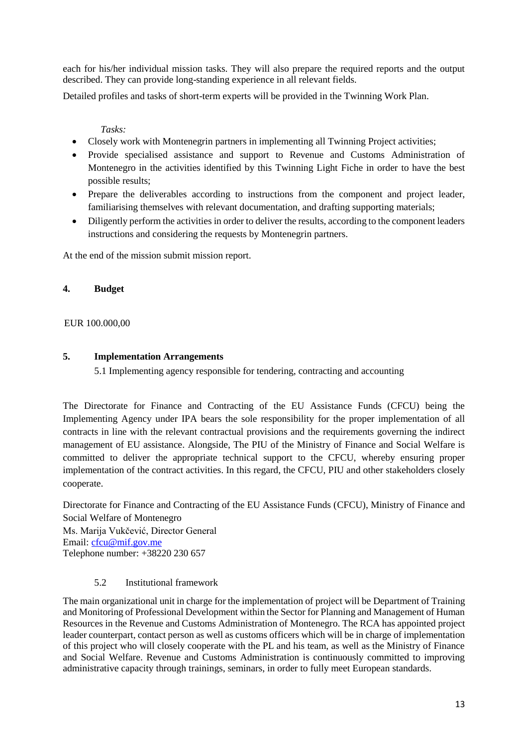each for his/her individual mission tasks. They will also prepare the required reports and the output described. They can provide long-standing experience in all relevant fields.

Detailed profiles and tasks of short-term experts will be provided in the Twinning Work Plan.

*Tasks:*

- Closely work with Montenegrin partners in implementing all Twinning Project activities;
- Provide specialised assistance and support to Revenue and Customs Administration of Montenegro in the activities identified by this Twinning Light Fiche in order to have the best possible results;
- Prepare the deliverables according to instructions from the component and project leader, familiarising themselves with relevant documentation, and drafting supporting materials;
- Diligently perform the activities in order to deliver the results, according to the component leaders instructions and considering the requests by Montenegrin partners.

At the end of the mission submit mission report.

## 4. Budget

EUR 100.000,00

## 5. Implementation Arrangements

### 5.1 Implementing agency responsible for tendering, contracting and accounting

The Directorate for Finance and Contracting of the EU Assistance Funds (CFCU) being the Implementing Agency under IPA bears the sole responsibility for the proper implementation of all contracts in line with the relevant contractual provisions and the requirements governing the indirect management of EU assistance. Alongside, The PIU of the Ministry of Finance and Social Welfare is committed to deliver the appropriate technical support to the CFCU, whereby ensuring proper implementation of the contract activities. In this regard, the CFCU, PIU and other stakeholders closely cooperate.

Directorate for Finance and Contracting of the EU Assistance Funds (CFCU), Ministry of Finance and Social Welfare of Montenegro
Ms. Marija Vukčević, Director General
Email: cfcu@mif.gov.me
Telephone number: +38220 230 657

### 5.2 Institutional framework

The main organizational unit in charge for the implementation of project will be Department of Training and Monitoring of Professional Development within the Sector for Planning and Management of Human Resources in the Revenue and Customs Administration of Montenegro. The RCA has appointed project leader counterpart, contact person as well as customs officers which will be in charge of implementation of this project who will closely cooperate with the PL and his team, as well as the Ministry of Finance and Social Welfare. Revenue and Customs Administration is continuously committed to improving administrative capacity through trainings, seminars, in order to fully meet European standards.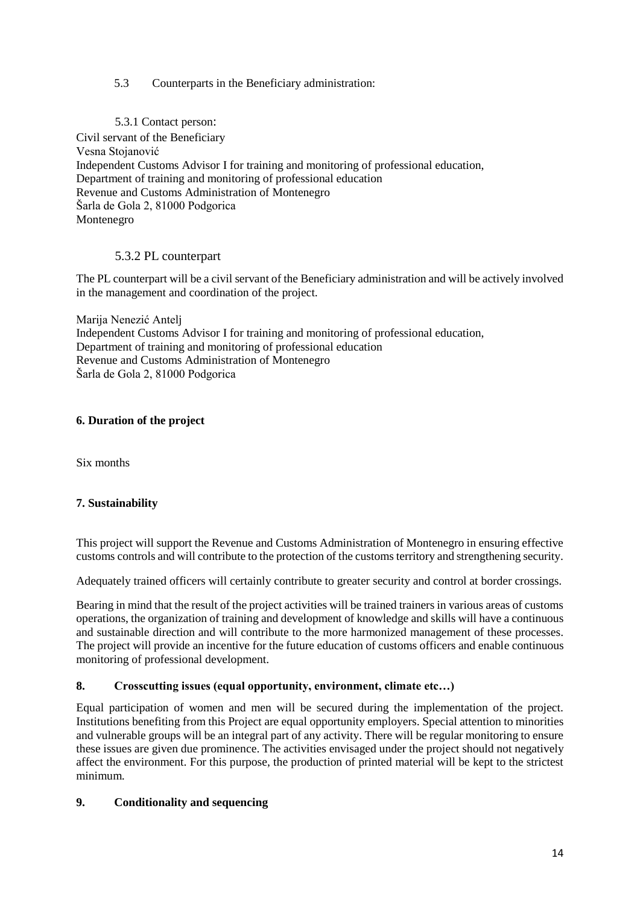### 5.3 Counterparts in the Beneficiary administration:

#### 5.3.1 Contact person:

Civil servant of the Beneficiary
Vesna Stojanović
Independent Customs Advisor I for training and monitoring of professional education,
Department of training and monitoring of professional education
Revenue and Customs Administration of Montenegro
Šarla de Gola 2, 81000 Podgorica
Montenegro

#### 5.3.2 PL counterpart

The PL counterpart will be a civil servant of the Beneficiary administration and will be actively involved in the management and coordination of the project.

Marija Nenezić Antelj
Independent Customs Advisor I for training and monitoring of professional education,
Department of training and monitoring of professional education
Revenue and Customs Administration of Montenegro
Šarla de Gola 2, 81000 Podgorica

## 6. Duration of the project

Six months

## 7. Sustainability

This project will support the Revenue and Customs Administration of Montenegro in ensuring effective customs controls and will contribute to the protection of the customs territory and strengthening security.

Adequately trained officers will certainly contribute to greater security and control at border crossings.

Bearing in mind that the result of the project activities will be trained trainers in various areas of customs operations, the organization of training and development of knowledge and skills will have a continuous and sustainable direction and will contribute to the more harmonized management of these processes. The project will provide an incentive for the future education of customs officers and enable continuous monitoring of professional development.

## 8. Crosscutting issues (equal opportunity, environment, climate etc…)

Equal participation of women and men will be secured during the implementation of the project. Institutions benefiting from this Project are equal opportunity employers. Special attention to minorities and vulnerable groups will be an integral part of any activity. There will be regular monitoring to ensure these issues are given due prominence. The activities envisaged under the project should not negatively affect the environment. For this purpose, the production of printed material will be kept to the strictest minimum.

## 9. Conditionality and sequencing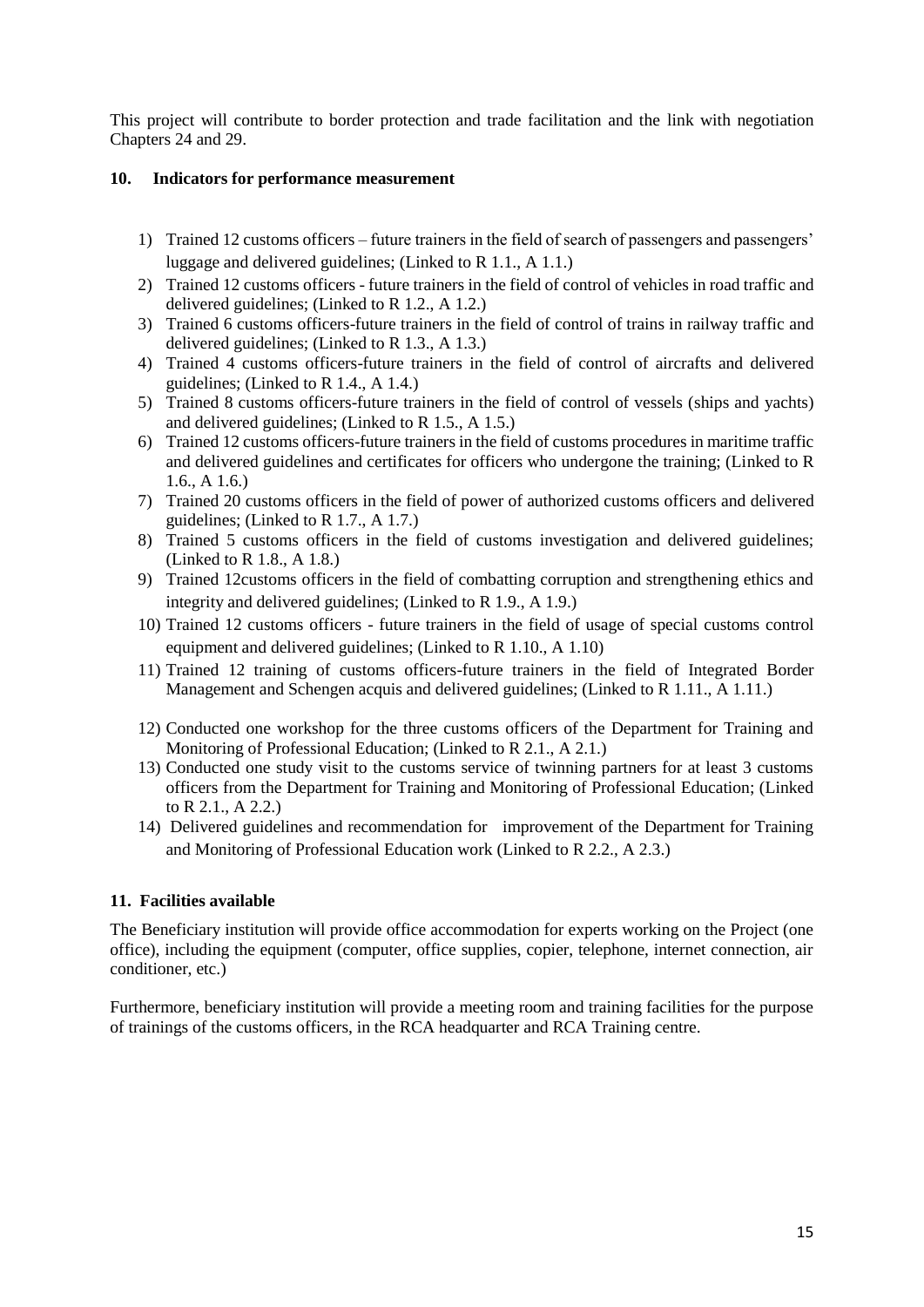This project will contribute to border protection and trade facilitation and the link with negotiation Chapters 24 and 29.

## 10. Indicators for performance measurement

1) Trained 12 customs officers – future trainers in the field of search of passengers and passengers' luggage and delivered guidelines; (Linked to R 1.1., A 1.1.)
2) Trained 12 customs officers - future trainers in the field of control of vehicles in road traffic and delivered guidelines; (Linked to R 1.2., A 1.2.)
3) Trained 6 customs officers-future trainers in the field of control of trains in railway traffic and delivered guidelines; (Linked to R 1.3., A 1.3.)
4) Trained 4 customs officers-future trainers in the field of control of aircrafts and delivered guidelines; (Linked to R 1.4., A 1.4.)
5) Trained 8 customs officers-future trainers in the field of control of vessels (ships and yachts) and delivered guidelines; (Linked to R 1.5., A 1.5.)
6) Trained 12 customs officers-future trainers in the field of customs procedures in maritime traffic and delivered guidelines and certificates for officers who undergone the training; (Linked to R 1.6., A 1.6.)
7) Trained 20 customs officers in the field of power of authorized customs officers and delivered guidelines; (Linked to R 1.7., A 1.7.)
8) Trained 5 customs officers in the field of customs investigation and delivered guidelines; (Linked to R 1.8., A 1.8.)
9) Trained 12customs officers in the field of combatting corruption and strengthening ethics and integrity and delivered guidelines; (Linked to R 1.9., A 1.9.)
10) Trained 12 customs officers - future trainers in the field of usage of special customs control equipment and delivered guidelines; (Linked to R 1.10., A 1.10)
11) Trained 12 training of customs officers-future trainers in the field of Integrated Border Management and Schengen acquis and delivered guidelines; (Linked to R 1.11., A 1.11.)
12) Conducted one workshop for the three customs officers of the Department for Training and Monitoring of Professional Education; (Linked to R 2.1., A 2.1.)
13) Conducted one study visit to the customs service of twinning partners for at least 3 customs officers from the Department for Training and Monitoring of Professional Education; (Linked to R 2.1., A 2.2.)
14) Delivered guidelines and recommendation for improvement of the Department for Training and Monitoring of Professional Education work (Linked to R 2.2., A 2.3.)

## 11. Facilities available

The Beneficiary institution will provide office accommodation for experts working on the Project (one office), including the equipment (computer, office supplies, copier, telephone, internet connection, air conditioner, etc.)

Furthermore, beneficiary institution will provide a meeting room and training facilities for the purpose of trainings of the customs officers, in the RCA headquarter and RCA Training centre.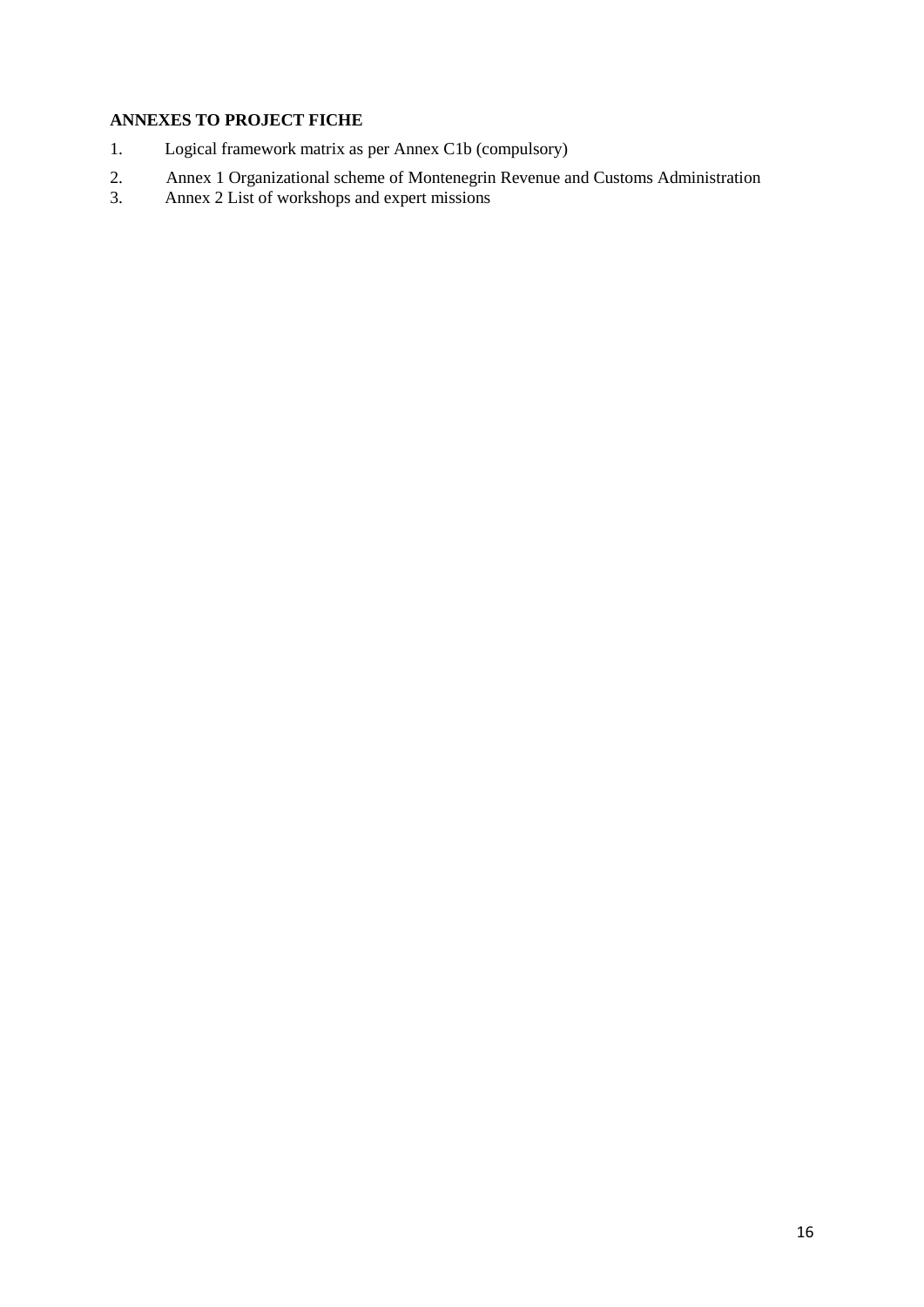**ANNEXES TO PROJECT FICHE**

1. Logical framework matrix as per Annex C1b (compulsory)
2. Annex 1 Organizational scheme of Montenegrin Revenue and Customs Administration
3. Annex 2 List of workshops and expert missions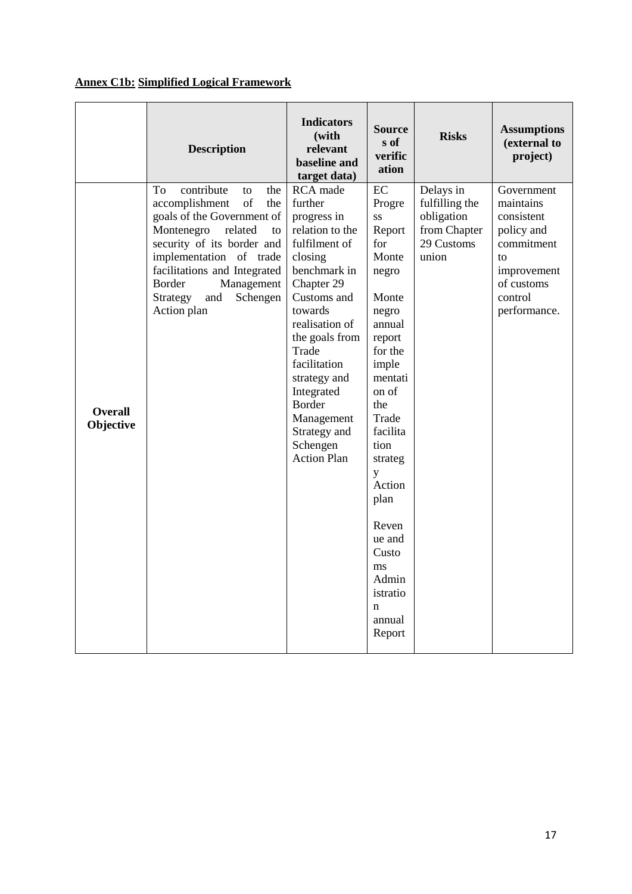**Annex C1b: Simplified Logical Framework**

| | Description | Indicators (with relevant baseline and target data) | Sources of verification | Risks | Assumptions (external to project) |
|---|---|---|---|---|---|
| **Overall Objective** | To contribute to the accomplishment of the goals of the Government of Montenegro related to security of its border and implementation of trade facilitations and Integrated Border Management Strategy and Schengen Action plan | RCA made further progress in relation to the fulfilment of closing benchmark in Chapter 29 Customs and towards realisation of the goals from Trade facilitation strategy and Integrated Border Management Strategy and Schengen Action Plan | EC Progress Report for Montenegro<br><br>Montenegro annual report for the implementation of the Trade facilitation strategy Action plan<br><br>Revenue and Customs Administration annual Report | Delays in fulfilling the obligation from Chapter 29 Customs union | Government maintains consistent policy and commitment to improvement of customs control performance. |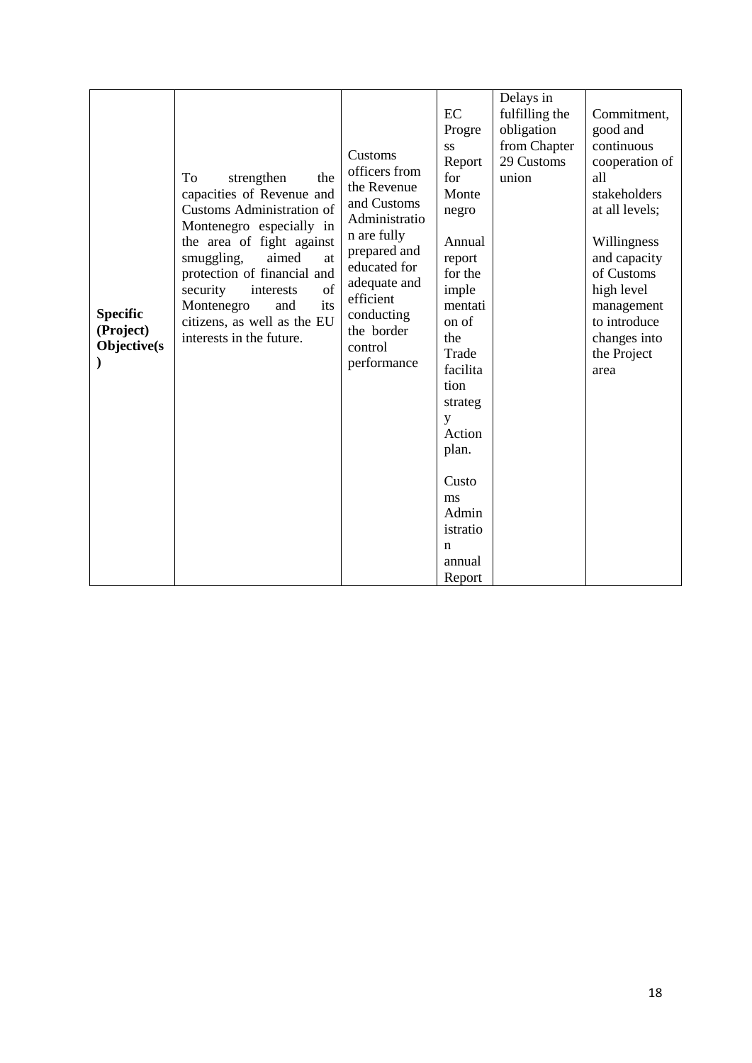| | | | | | |
|---|---|---|---|---|---|
| **Specific (Project) Objective(s)** | To strengthen the capacities of Revenue and Customs Administration of Montenegro especially in the area of fight against smuggling, aimed at protection of financial and security interests of Montenegro and its citizens, as well as the EU interests in the future. | Customs officers from the Revenue and Customs Administration are fully prepared and educated for adequate and efficient conducting the border control performance | EC Progress Report for Montenegro<br><br>Annual report for the implementation of the Trade facilitation strategy Action plan.<br><br>Customs Administration annual Report | Delays in fulfilling the obligation from Chapter 29 Customs union | Commitment, good and continuous cooperation of all stakeholders at all levels;<br><br>Willingness and capacity of Customs high level management to introduce changes into the Project area |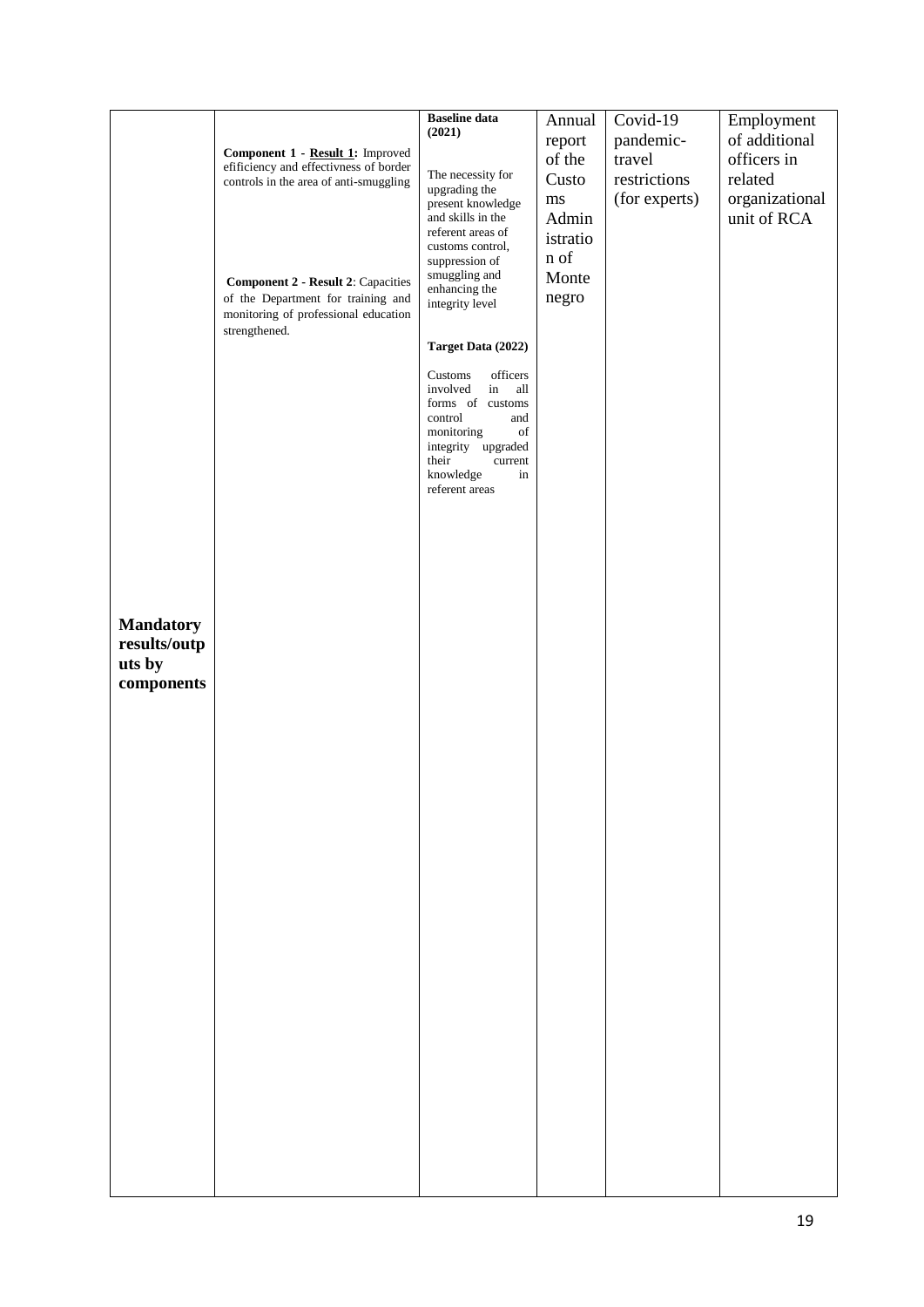| | | | | | |
|---|---|---|---|---|---|
| **Mandatory results/outputs by components** | **Component 1 - <u>Result 1:</u>** Improved efificiency and effectivness of border controls in the area of anti-smuggling<br><br>**Component 2 - Result 2**: Capacities of the Department for training and monitoring of professional education strengthened. | **Baseline data (2021)**<br><br>The necessity for upgrading the present knowledge and skills in the referent areas of customs control, suppression of smuggling and enhancing the integrity level<br><br>**Target Data (2022)**<br><br>Customs officers involved in all forms of customs control and monitoring of integrity upgraded their current knowledge in referent areas | Annual report of the Customs Administration of Montenegro | Covid-19 pandemic-travel restrictions (for experts) | Employment of additional officers in related organizational unit of RCA |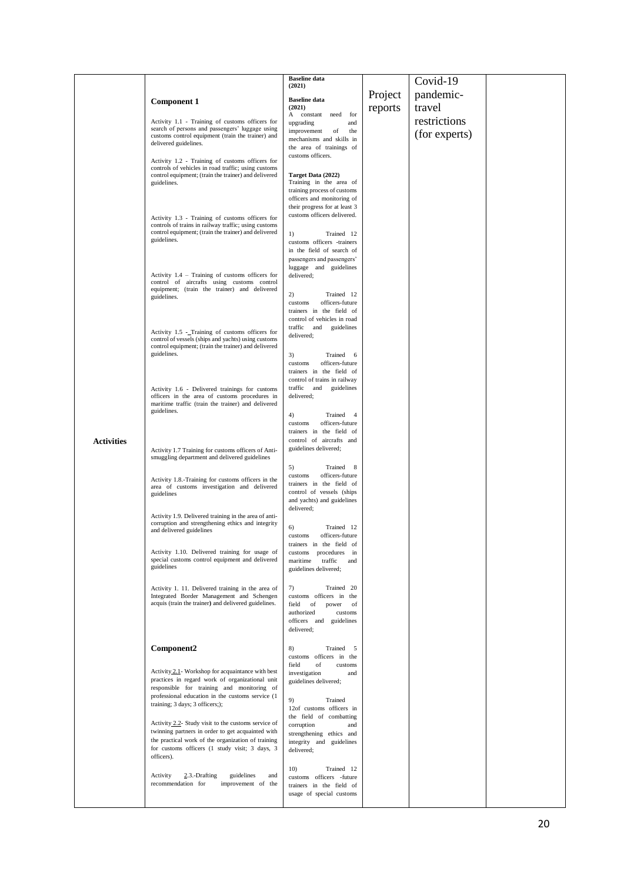| Activities | **Component 1**<br><br>Activity 1.1 - Training of customs officers for search of persons and passengers' luggage using customs control equipment (train the trainer) and delivered guidelines.<br><br>Activity 1.2 - Training of customs officers for controls of vehicles in road traffic; using customs control equipment; (train the trainer) and delivered guidelines.<br><br>Activity 1.3 - Training of customs officers for controls of trains in railway traffic; using customs control equipment; (train the trainer) and delivered guidelines.<br><br>Activity 1.4 – Training of customs officers for control of aircrafts using customs control equipment; (train the trainer) and delivered guidelines.<br><br>Activity 1.5 - Training of customs officers for control of vessels (ships and yachts) using customs control equipment; (train the trainer) and delivered guidelines.<br><br>Activity 1.6 - Delivered trainings for customs officers in the area of customs procedures in maritime traffic (train the trainer) and delivered guidelines.<br><br>Activity 1.7 Training for customs officers of Anti-smuggling department and delivered guidelines<br><br>Activity 1.8.-Training for customs officers in the area of customs investigation and delivered guidelines<br><br>Activity 1.9. Delivered training in the area of anti-corruption and strengthening ethics and integrity and delivered guidelines<br><br>Activity 1.10. Delivered training for usage of special customs control equipment and delivered guidelines<br><br>Activity 1. 11. Delivered training in the area of Integrated Border Management and Schengen acquis (train the trainer) and delivered guidelines.<br><br>**Component2**<br><br>Activity 2.1- Workshop for acquaintance with best practices in regard work of organizational unit responsible for training and monitoring of professional education in the customs service (1 training; 3 days; 3 officers;);<br><br>Activity 2.2- Study visit to the customs service of twinning partners in order to get acquainted with the practical work of the organization of training for customs officers (1 study visit; 3 days, 3 officers).<br><br>Activity 2.3.-Drafting guidelines and recommendation for improvement of the | **Baseline data (2021)**<br><br>**Baseline data (2021)**<br>A constant need for upgrading and improvement of the mechanisms and skills in the area of trainings of customs officers.<br><br>**Target Data (2022)**<br>Training in the area of training process of customs officers and monitoring of their progress for at least 3 customs officers delivered.<br><br>1) Trained 12 customs officers -trainers in the field of search of passengers and passengers' luggage and guidelines delivered;<br><br>2) Trained 12 customs officers-future trainers in the field of control of vehicles in road traffic and guidelines delivered;<br><br>3) Trained 6 customs officers-future trainers in the field of control of trains in railway traffic and guidelines delivered;<br><br>4) Trained 4 customs officers-future trainers in the field of control of aircrafts and guidelines delivered;<br><br>5) Trained 8 customs officers-future trainers in the field of control of vessels (ships and yachts) and guidelines delivered;<br><br>6) Trained 12 customs officers-future trainers in the field of customs procedures in maritime traffic and guidelines delivered;<br><br>7) Trained 20 customs officers in the field of power of authorized customs officers and guidelines delivered;<br><br>8) Trained 5 customs officers in the field of customs investigation and guidelines delivered;<br><br>9) Trained 12of customs officers in the field of combatting corruption and strengthening ethics and integrity and guidelines delivered;<br><br>10) Trained 12 customs officers -future trainers in the field of usage of special customs | Project reports | Covid-19 pandemic-travel restrictions (for experts) | |
|---|---|---|---|---|---|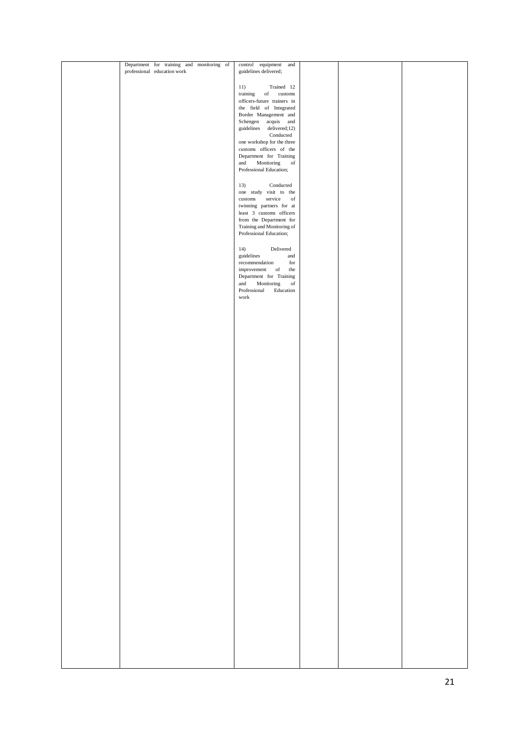|  | Department for training and monitoring of professional education work | control equipment and guidelines delivered;<br><br>11) Trained 12 training of customs officers-future trainers in the field of Integrated Border Management and Schengen acquis and guidelines delivered;12) Conducted one workshop for the three customs officers of the Department for Training and Monitoring of Professional Education;<br><br>13) Conducted one study visit to the customs service of twinning partners for at least 3 customs officers from the Department for Training and Monitoring of Professional Education;<br><br>14) Delivered guidelines and recommendation for improvement of the Department for Training and Monitoring of Professional Education work |  |  |  |
|---|---|---|---|---|---|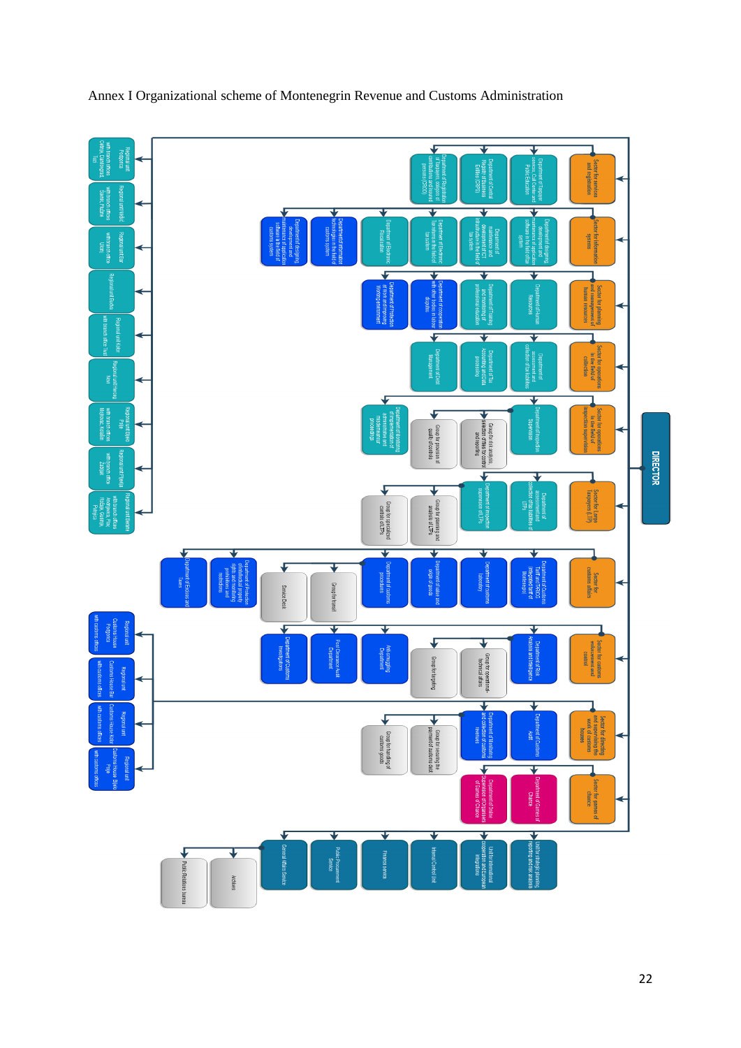Annex I Organizational scheme of Montenegrin Revenue and Customs Administration

DIRECTOR

- Sector for services and registration
  - Department of Taxpayer services, Call Center and Public Education
  - Department of Central Register of Business Entities (CRPS)
  - Department of Registration of taxpayers, register of population and insured persons (CROO)
- Sector for information systems
  - Department of designing, development and maintenance of application software in the field of tax system
  - Department of maintenance and development of ICT Infrastructure in the field of tax system
  - Department of Electronic Transactions in the field of tax system
  - Department of Electronic Fiscalization
  - Department of information technologies in the field of customs system
  - Department of designing, development and maintenance of application software in the field of customs system
- Sector for planning and management of human resources
  - Department of Human Resources
  - Department of Training and monitoring of professional education
  - Department of cooperation with other bodies in labour disputes
  - Department of Protection at work and improving working environment
- Sector for operations in the field of collection
  - Department of assessment and collection of tax liabilities
  - Department of Tax Accounting and Data processing
  - Department of Debt Management
- Sector for operations in the field of inspection supervision
  - Department of Inspection Supervision
  - Group for risk analysis, selection of files for control and reporting
  - Group for provision of quality of controls
  - Department of Monitoring of implementation of administrative and misdemeanour proceedings
- Sector for Large Taxpayers (LTP)
  - Department of assessment and collection of tax liabilities of LTPs
  - Department of Inspection supervision of LTPs
  - Group for planning and analysis of LTPs
  - Group for specialized control of LTPs
- Sector for customs affairs
  - Department of Customs Tariff and TARIC (Integrated tariff of Montenegro)
  - Department of Customs laboratory
  - Department of value and origin of goods
  - Department of customs procedures
  - Group for transit
  - Service Desk
  - Department of Protection of intellectual property rights and handling prohibitions and restrictions
  - Department of Excises and taxes
- Sector for customs enforcement and control
  - Department of Risk Analysis and Intelligence
  - Group for coordination of technical affairs
  - Group for targeting
  - Anti-smuggling Department
  - Post Clearance Audit Department
  - Department of Customs Investigations
- Sector for directing and supervising the work of customs houses
  - Department of Customs Audit
  - Department of Monitoring and collection of customs revenues
  - Group for securing the payment of customs debt
  - Group for handling of customs goods
  - Regional unit Customs House Podgorica with customs offices
  - Regional unit Customs House Bar with customs offices
  - Regional unit Customs House Kotor with customs offices
  - Regional unit Customs House Bijelo Polje with customs offices
- Sector for games of chance
  - Department of Games of Chance
  - Department of Online Supervision of Organisers of Games of Chance
- Regional units
  - Regional unit Podgorica with branch offices Cetinje, Danilovgrad, Tuzi
  - Regional unit Nikšić with branch offices Šavnik, Plužine
  - Regional unit Bar with branch office Ulcinj
  - Regional unit Budva
  - Regional unit Kotor with branch office Tivat
  - Regional unit Herceg Novi
  - Regional unit Bijelo Polje with branch offices Mojkovac, Kolašin
  - Regional unit Pljevlja with branch office Žabljak
  - Regional unit Berane with branch offices Andrijevica, Plav, Rožaje, Gusinje, Petnjica
- Unit for strategic planning, reporting and risk analysis
- Unit for international cooperation and European integrations
- Internal Control Unit
- Finance service
- Public Procurement Service
- General Affairs Service
  - Archives
  - Public Relations bureau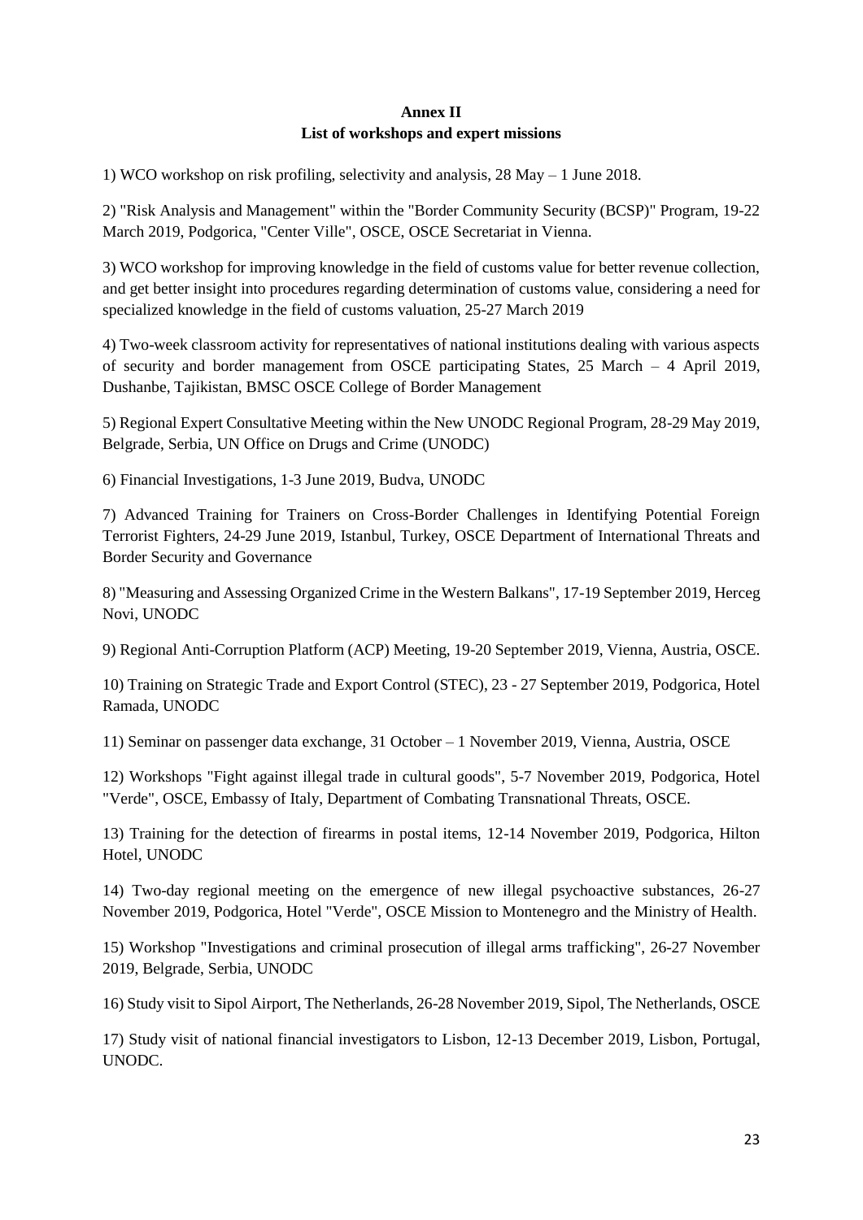## Annex II
## List of workshops and expert missions

1) WCO workshop on risk profiling, selectivity and analysis, 28 May – 1 June 2018.

2) "Risk Analysis and Management" within the "Border Community Security (BCSP)" Program, 19-22 March 2019, Podgorica, "Center Ville", OSCE, OSCE Secretariat in Vienna.

3) WCO workshop for improving knowledge in the field of customs value for better revenue collection, and get better insight into procedures regarding determination of customs value, considering a need for specialized knowledge in the field of customs valuation, 25-27 March 2019

4) Two-week classroom activity for representatives of national institutions dealing with various aspects of security and border management from OSCE participating States, 25 March – 4 April 2019, Dushanbe, Tajikistan, BMSC OSCE College of Border Management

5) Regional Expert Consultative Meeting within the New UNODC Regional Program, 28-29 May 2019, Belgrade, Serbia, UN Office on Drugs and Crime (UNODC)

6) Financial Investigations, 1-3 June 2019, Budva, UNODC

7) Advanced Training for Trainers on Cross-Border Challenges in Identifying Potential Foreign Terrorist Fighters, 24-29 June 2019, Istanbul, Turkey, OSCE Department of International Threats and Border Security and Governance

8) "Measuring and Assessing Organized Crime in the Western Balkans", 17-19 September 2019, Herceg Novi, UNODC

9) Regional Anti-Corruption Platform (ACP) Meeting, 19-20 September 2019, Vienna, Austria, OSCE.

10) Training on Strategic Trade and Export Control (STEC), 23 - 27 September 2019, Podgorica, Hotel Ramada, UNODC

11) Seminar on passenger data exchange, 31 October – 1 November 2019, Vienna, Austria, OSCE

12) Workshops "Fight against illegal trade in cultural goods", 5-7 November 2019, Podgorica, Hotel "Verde", OSCE, Embassy of Italy, Department of Combating Transnational Threats, OSCE.

13) Training for the detection of firearms in postal items, 12-14 November 2019, Podgorica, Hilton Hotel, UNODC

14) Two-day regional meeting on the emergence of new illegal psychoactive substances, 26-27 November 2019, Podgorica, Hotel "Verde", OSCE Mission to Montenegro and the Ministry of Health.

15) Workshop "Investigations and criminal prosecution of illegal arms trafficking", 26-27 November 2019, Belgrade, Serbia, UNODC

16) Study visit to Sipol Airport, The Netherlands, 26-28 November 2019, Sipol, The Netherlands, OSCE

17) Study visit of national financial investigators to Lisbon, 12-13 December 2019, Lisbon, Portugal, UNODC.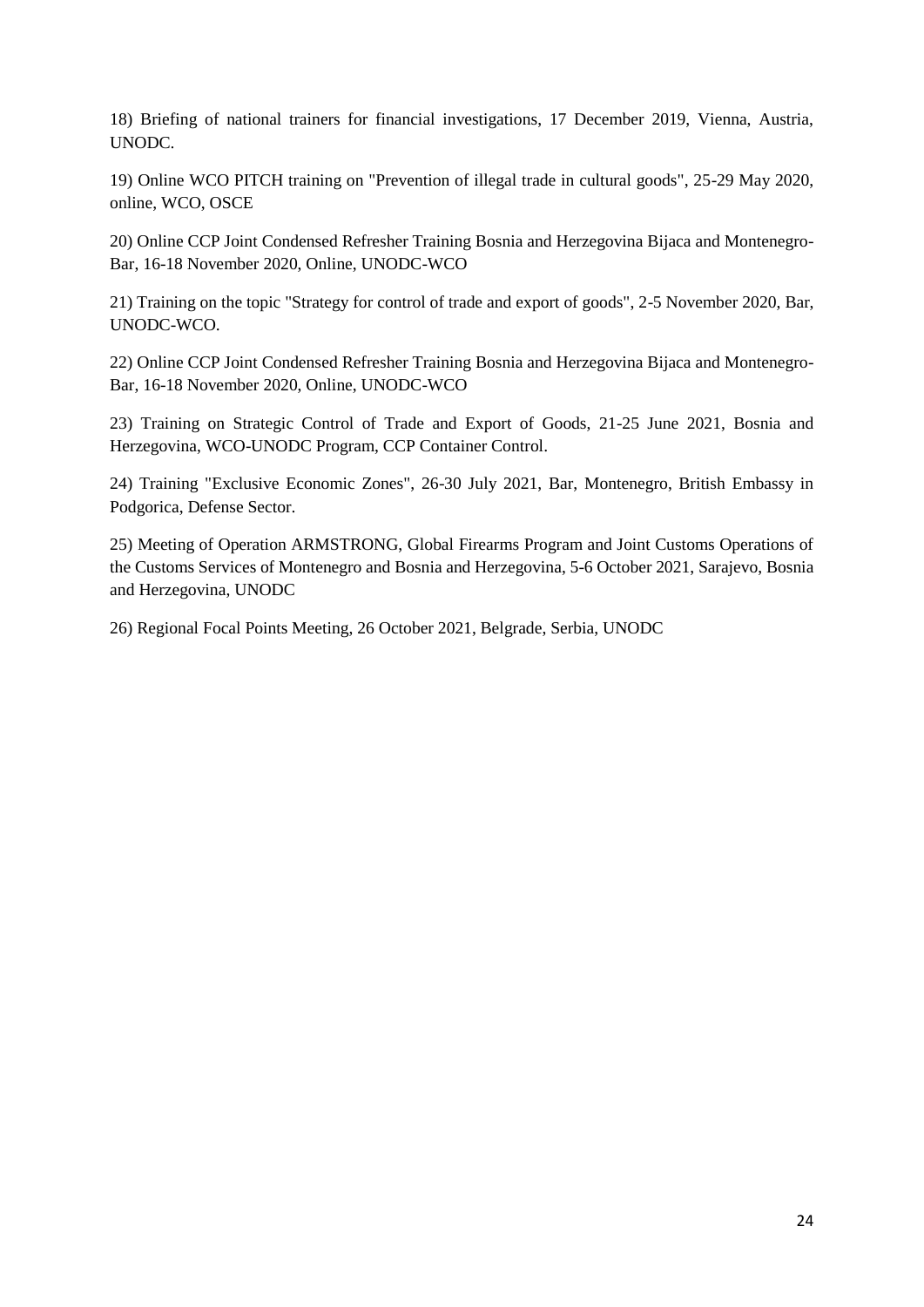18) Briefing of national trainers for financial investigations, 17 December 2019, Vienna, Austria, UNODC.

19) Online WCO PITCH training on "Prevention of illegal trade in cultural goods", 25-29 May 2020, online, WCO, OSCE

20) Online CCP Joint Condensed Refresher Training Bosnia and Herzegovina Bijaca and Montenegro-Bar, 16-18 November 2020, Online, UNODC-WCO

21) Training on the topic "Strategy for control of trade and export of goods", 2-5 November 2020, Bar, UNODC-WCO.

22) Online CCP Joint Condensed Refresher Training Bosnia and Herzegovina Bijaca and Montenegro-Bar, 16-18 November 2020, Online, UNODC-WCO

23) Training on Strategic Control of Trade and Export of Goods, 21-25 June 2021, Bosnia and Herzegovina, WCO-UNODC Program, CCP Container Control.

24) Training "Exclusive Economic Zones", 26-30 July 2021, Bar, Montenegro, British Embassy in Podgorica, Defense Sector.

25) Meeting of Operation ARMSTRONG, Global Firearms Program and Joint Customs Operations of the Customs Services of Montenegro and Bosnia and Herzegovina, 5-6 October 2021, Sarajevo, Bosnia and Herzegovina, UNODC

26) Regional Focal Points Meeting, 26 October 2021, Belgrade, Serbia, UNODC